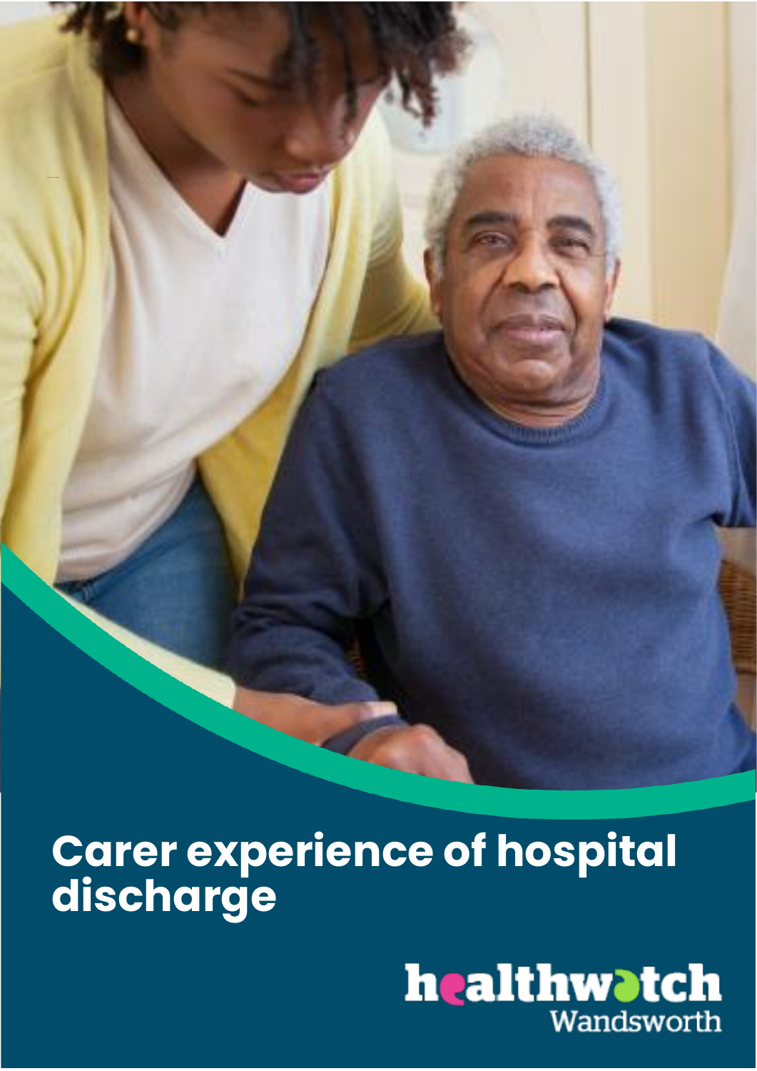# Carer experience of hospital discharge

healthwatch Wandsworth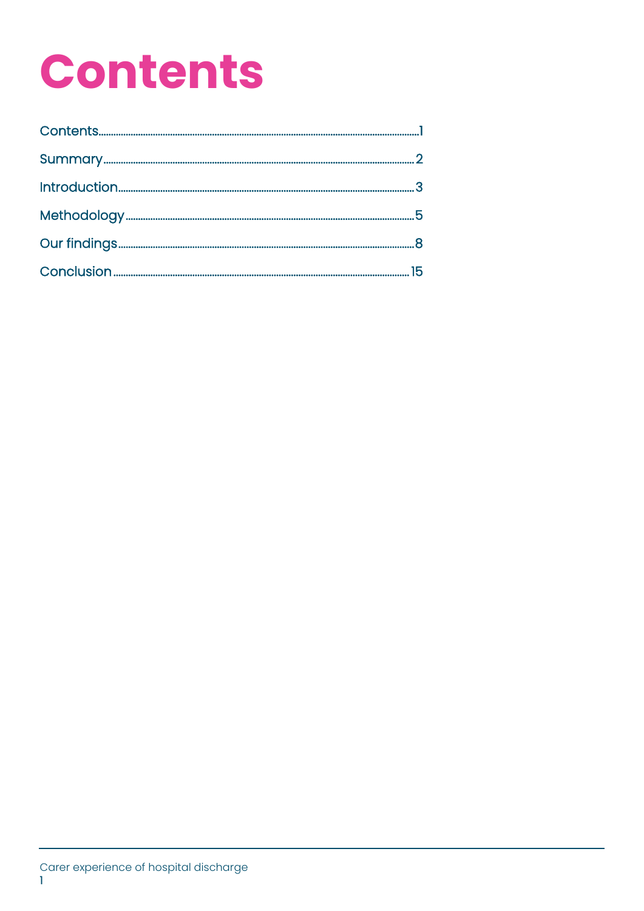# Contents

Contents.....1

Summary.....2

Introduction.....3

Methodology.....5

Our findings.....8

Conclusion.....15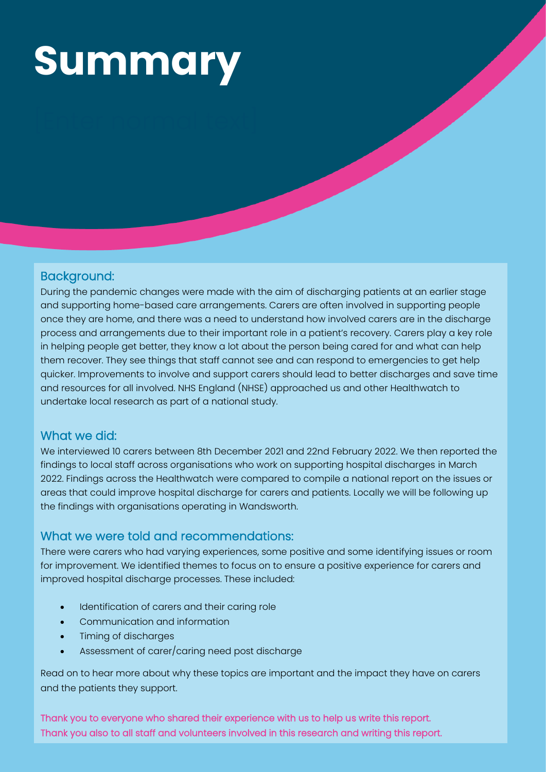# Summary

## Background:

During the pandemic changes were made with the aim of discharging patients at an earlier stage and supporting home-based care arrangements. Carers are often involved in supporting people once they are home, and there was a need to understand how involved carers are in the discharge process and arrangements due to their important role in a patient's recovery. Carers play a key role in helping people get better, they know a lot about the person being cared for and what can help them recover. They see things that staff cannot see and can respond to emergencies to get help quicker. Improvements to involve and support carers should lead to better discharges and save time and resources for all involved. NHS England (NHSE) approached us and other Healthwatch to undertake local research as part of a national study.

## What we did:

We interviewed 10 carers between 8th December 2021 and 22nd February 2022. We then reported the findings to local staff across organisations who work on supporting hospital discharges in March 2022. Findings across the Healthwatch were compared to compile a national report on the issues or areas that could improve hospital discharge for carers and patients. Locally we will be following up the findings with organisations operating in Wandsworth.

## What we were told and recommendations:

There were carers who had varying experiences, some positive and some identifying issues or room for improvement. We identified themes to focus on to ensure a positive experience for carers and improved hospital discharge processes. These included:

- Identification of carers and their caring role
- Communication and information
- Timing of discharges
- Assessment of carer/caring need post discharge

Read on to hear more about why these topics are important and the impact they have on carers and the patients they support.

Thank you to everyone who shared their experience with us to help us write this report. Thank you also to all staff and volunteers involved in this research and writing this report.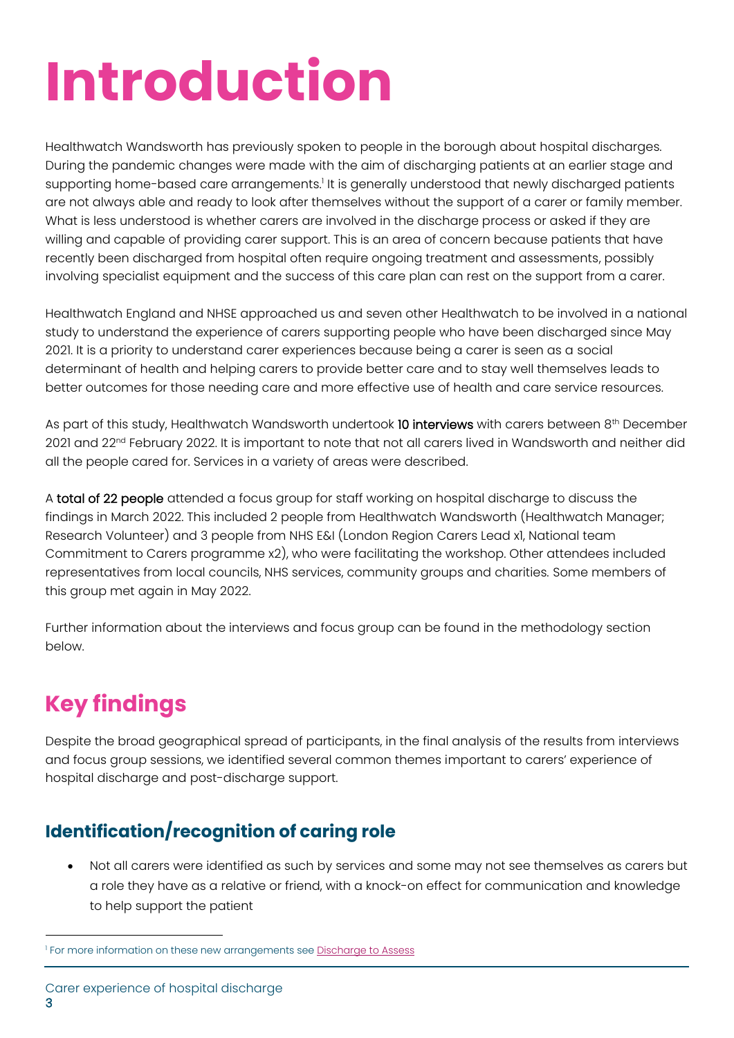# Introduction

Healthwatch Wandsworth has previously spoken to people in the borough about hospital discharges. During the pandemic changes were made with the aim of discharging patients at an earlier stage and supporting home-based care arrangements.[1] It is generally understood that newly discharged patients are not always able and ready to look after themselves without the support of a carer or family member. What is less understood is whether carers are involved in the discharge process or asked if they are willing and capable of providing carer support. This is an area of concern because patients that have recently been discharged from hospital often require ongoing treatment and assessments, possibly involving specialist equipment and the success of this care plan can rest on the support from a carer.

Healthwatch England and NHSE approached us and seven other Healthwatch to be involved in a national study to understand the experience of carers supporting people who have been discharged since May 2021. It is a priority to understand carer experiences because being a carer is seen as a social determinant of health and helping carers to provide better care and to stay well themselves leads to better outcomes for those needing care and more effective use of health and care service resources.

As part of this study, Healthwatch Wandsworth undertook **10 interviews** with carers between 8th December 2021 and 22nd February 2022. It is important to note that not all carers lived in Wandsworth and neither did all the people cared for. Services in a variety of areas were described.

A **total of 22 people** attended a focus group for staff working on hospital discharge to discuss the findings in March 2022. This included 2 people from Healthwatch Wandsworth (Healthwatch Manager; Research Volunteer) and 3 people from NHS E&I (London Region Carers Lead x1, National team Commitment to Carers programme x2), who were facilitating the workshop. Other attendees included representatives from local councils, NHS services, community groups and charities. Some members of this group met again in May 2022.

Further information about the interviews and focus group can be found in the methodology section below.

## Key findings

Despite the broad geographical spread of participants, in the final analysis of the results from interviews and focus group sessions, we identified several common themes important to carers' experience of hospital discharge and post-discharge support.

### Identification/recognition of caring role

- Not all carers were identified as such by services and some may not see themselves as carers but a role they have as a relative or friend, with a knock-on effect for communication and knowledge to help support the patient

[1] For more information on these new arrangements see Discharge to Assess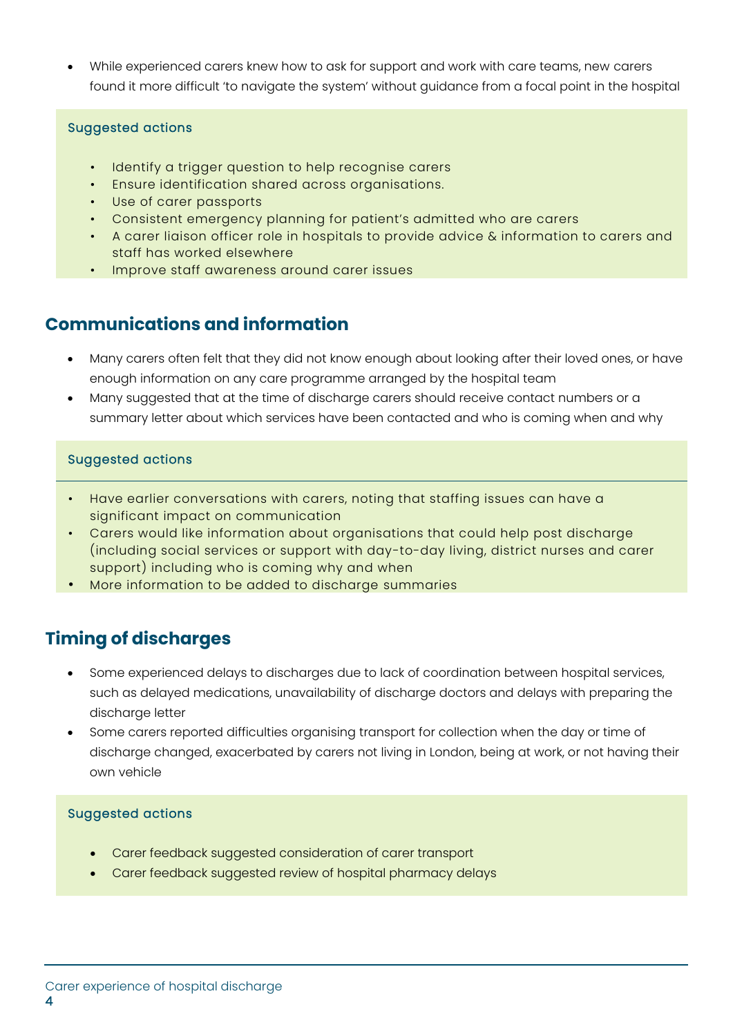- While experienced carers knew how to ask for support and work with care teams, new carers found it more difficult 'to navigate the system' without guidance from a focal point in the hospital

**Suggested actions**

- Identify a trigger question to help recognise carers
- Ensure identification shared across organisations.
- Use of carer passports
- Consistent emergency planning for patient's admitted who are carers
- A carer liaison officer role in hospitals to provide advice & information to carers and staff has worked elsewhere
- Improve staff awareness around carer issues

## Communications and information

- Many carers often felt that they did not know enough about looking after their loved ones, or have enough information on any care programme arranged by the hospital team
- Many suggested that at the time of discharge carers should receive contact numbers or a summary letter about which services have been contacted and who is coming when and why

**Suggested actions**

- Have earlier conversations with carers, noting that staffing issues can have a significant impact on communication
- Carers would like information about organisations that could help post discharge (including social services or support with day-to-day living, district nurses and carer support) including who is coming why and when
- More information to be added to discharge summaries

## Timing of discharges

- Some experienced delays to discharges due to lack of coordination between hospital services, such as delayed medications, unavailability of discharge doctors and delays with preparing the discharge letter
- Some carers reported difficulties organising transport for collection when the day or time of discharge changed, exacerbated by carers not living in London, being at work, or not having their own vehicle

**Suggested actions**

- Carer feedback suggested consideration of carer transport
- Carer feedback suggested review of hospital pharmacy delays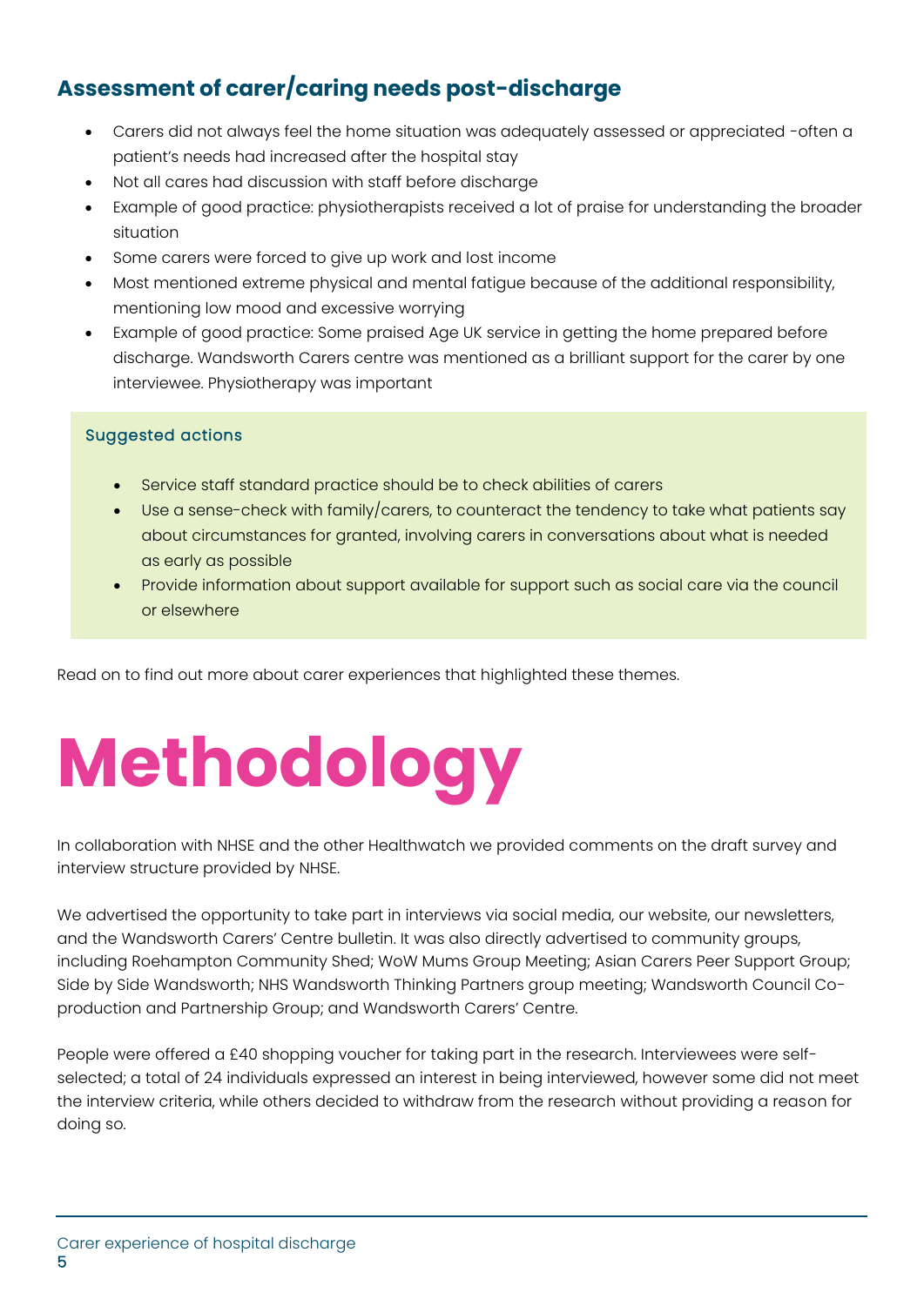## Assessment of carer/caring needs post-discharge

- Carers did not always feel the home situation was adequately assessed or appreciated -often a patient's needs had increased after the hospital stay
- Not all cares had discussion with staff before discharge
- Example of good practice: physiotherapists received a lot of praise for understanding the broader situation
- Some carers were forced to give up work and lost income
- Most mentioned extreme physical and mental fatigue because of the additional responsibility, mentioning low mood and excessive worrying
- Example of good practice: Some praised Age UK service in getting the home prepared before discharge. Wandsworth Carers centre was mentioned as a brilliant support for the carer by one interviewee. Physiotherapy was important

### Suggested actions

- Service staff standard practice should be to check abilities of carers
- Use a sense-check with family/carers, to counteract the tendency to take what patients say about circumstances for granted, involving carers in conversations about what is needed as early as possible
- Provide information about support available for support such as social care via the council or elsewhere

Read on to find out more about carer experiences that highlighted these themes.

# Methodology

In collaboration with NHSE and the other Healthwatch we provided comments on the draft survey and interview structure provided by NHSE.

We advertised the opportunity to take part in interviews via social media, our website, our newsletters, and the Wandsworth Carers' Centre bulletin. It was also directly advertised to community groups, including Roehampton Community Shed; WoW Mums Group Meeting; Asian Carers Peer Support Group; Side by Side Wandsworth; NHS Wandsworth Thinking Partners group meeting; Wandsworth Council Co-production and Partnership Group; and Wandsworth Carers' Centre.

People were offered a £40 shopping voucher for taking part in the research. Interviewees were self-selected; a total of 24 individuals expressed an interest in being interviewed, however some did not meet the interview criteria, while others decided to withdraw from the research without providing a reason for doing so.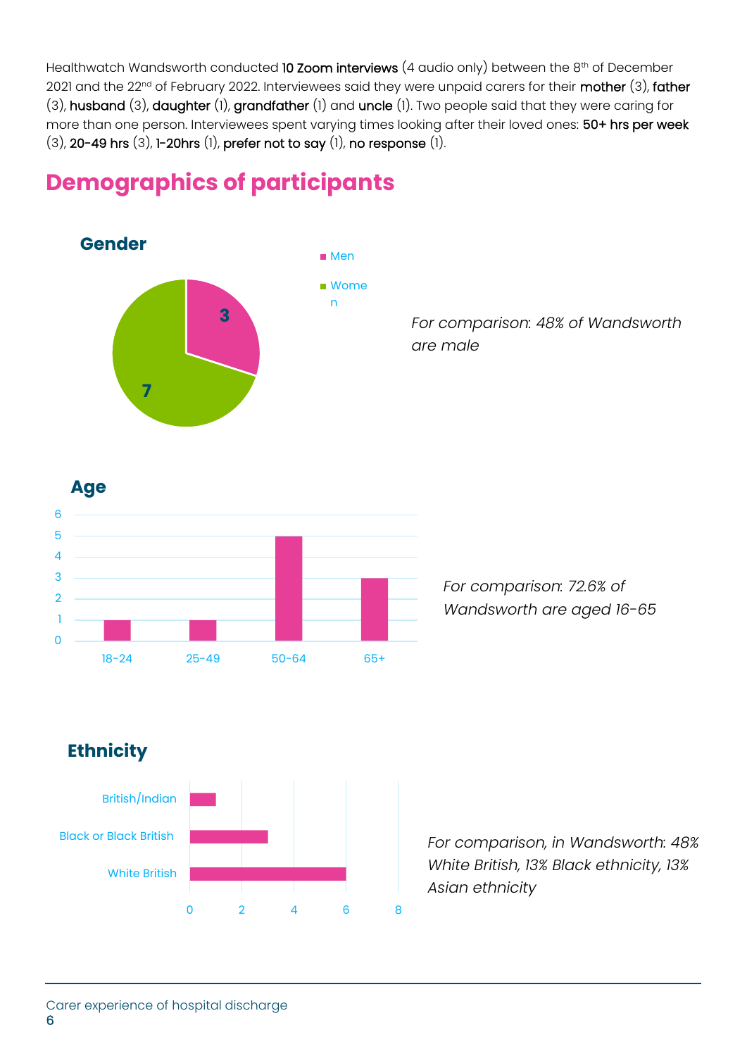Healthwatch Wandsworth conducted **10 Zoom interviews** (4 audio only) between the 8th of December 2021 and the 22nd of February 2022. Interviewees said they were unpaid carers for their **mother** (3), **father** (3), **husband** (3), **daughter** (1), **grandfather** (1) and **uncle** (1). Two people said that they were caring for more than one person. Interviewees spent varying times looking after their loved ones: **50+ hrs per week** (3), **20-49 hrs** (3), **1-20hrs** (1), **prefer not to say** (1), **no response** (1).

## Demographics of participants

### Gender

| Gender | Number |
|---|---|
| Men | 3 |
| Women | 7 |

*For comparison: 48% of Wandsworth are male*

### Age

| Age | Number |
|---|---|
| 18-24 | 1 |
| 25-49 | 1 |
| 50-64 | 5 |
| 65+ | 3 |

*For comparison: 72.6% of Wandsworth are aged 16-65*

### Ethnicity

| Ethnicity | Number |
|---|---|
| British/Indian | 1 |
| Black or Black British | 3 |
| White British | 6 |

*For comparison, in Wandsworth: 48% White British, 13% Black ethnicity, 13% Asian ethnicity*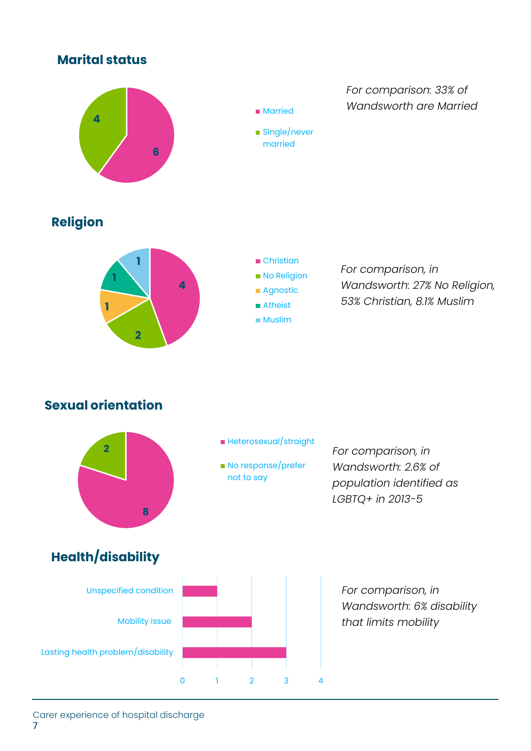## Marital status

| Marital status | Count |
| --- | --- |
| Married | 6 |
| Single/never married | 4 |

*For comparison: 33% of Wandsworth are Married*

## Religion

| Religion | Count |
| --- | --- |
| Christian | 4 |
| No Religion | 2 |
| Agnostic | 1 |
| Atheist | 1 |
| Muslim | 1 |

*For comparison, in Wandsworth: 27% No Religion, 53% Christian, 8.1% Muslim*

## Sexual orientation

| Sexual orientation | Count |
| --- | --- |
| Heterosexual/straight | 8 |
| No response/prefer not to say | 2 |

*For comparison, in Wandsworth: 2.6% of population identified as LGBTQ+ in 2013-5*

## Health/disability

| Health/disability | Count |
| --- | --- |
| Unspecified condition | 1 |
| Mobility issue | 2 |
| Lasting health problem/disability | 3 |

*For comparison, in Wandsworth: 6% disability that limits mobility*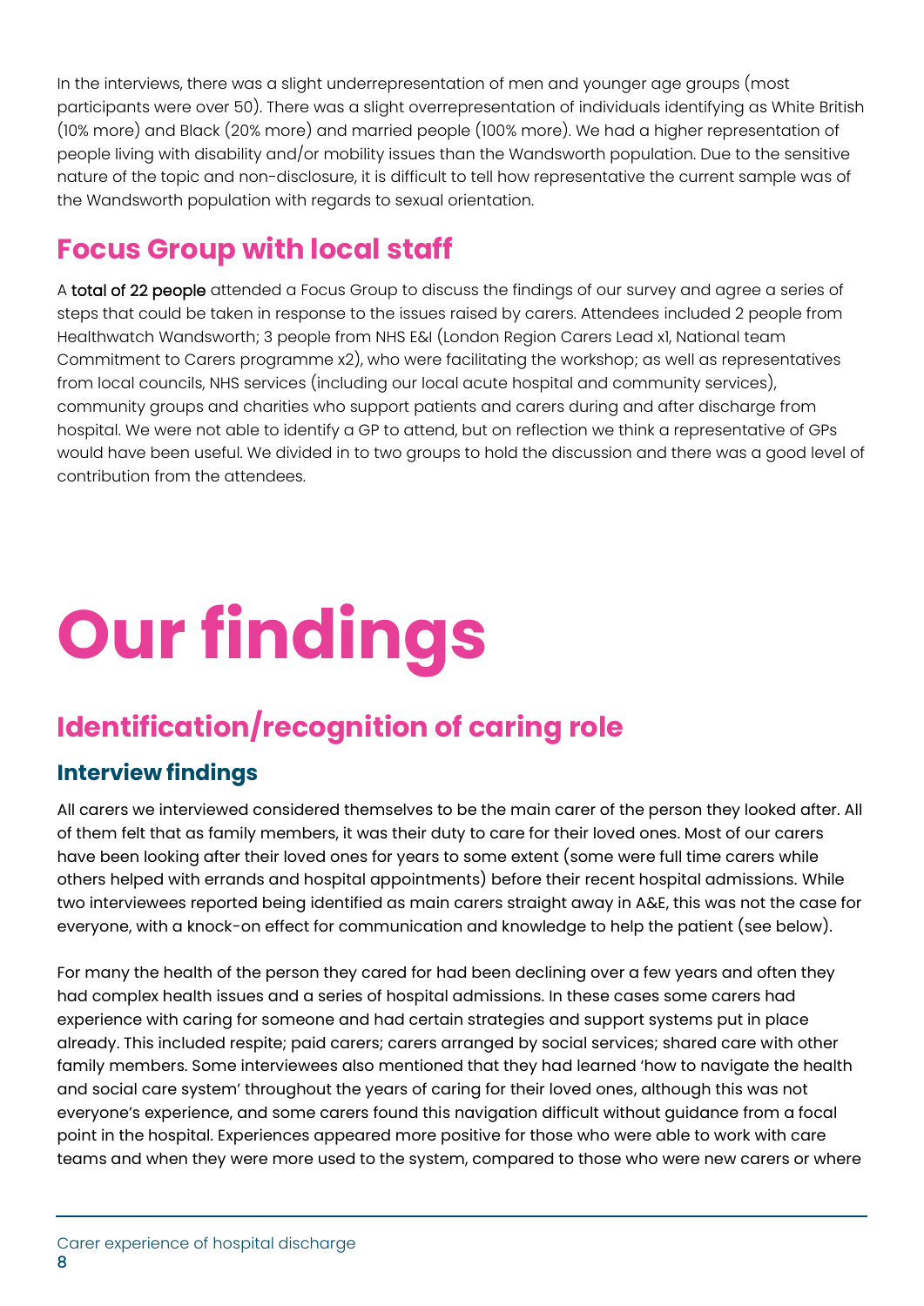In the interviews, there was a slight underrepresentation of men and younger age groups (most participants were over 50). There was a slight overrepresentation of individuals identifying as White British (10% more) and Black (20% more) and married people (100% more). We had a higher representation of people living with disability and/or mobility issues than the Wandsworth population. Due to the sensitive nature of the topic and non-disclosure, it is difficult to tell how representative the current sample was of the Wandsworth population with regards to sexual orientation.

## Focus Group with local staff

A total of 22 people attended a Focus Group to discuss the findings of our survey and agree a series of steps that could be taken in response to the issues raised by carers. Attendees included 2 people from Healthwatch Wandsworth; 3 people from NHS E&I (London Region Carers Lead x1, National team Commitment to Carers programme x2), who were facilitating the workshop; as well as representatives from local councils, NHS services (including our local acute hospital and community services), community groups and charities who support patients and carers during and after discharge from hospital. We were not able to identify a GP to attend, but on reflection we think a representative of GPs would have been useful. We divided in to two groups to hold the discussion and there was a good level of contribution from the attendees.

# Our findings

## Identification/recognition of caring role

### Interview findings

All carers we interviewed considered themselves to be the main carer of the person they looked after. All of them felt that as family members, it was their duty to care for their loved ones. Most of our carers have been looking after their loved ones for years to some extent (some were full time carers while others helped with errands and hospital appointments) before their recent hospital admissions. While two interviewees reported being identified as main carers straight away in A&E, this was not the case for everyone, with a knock-on effect for communication and knowledge to help the patient (see below).

For many the health of the person they cared for had been declining over a few years and often they had complex health issues and a series of hospital admissions. In these cases some carers had experience with caring for someone and had certain strategies and support systems put in place already. This included respite; paid carers; carers arranged by social services; shared care with other family members. Some interviewees also mentioned that they had learned 'how to navigate the health and social care system' throughout the years of caring for their loved ones, although this was not everyone's experience, and some carers found this navigation difficult without guidance from a focal point in the hospital. Experiences appeared more positive for those who were able to work with care teams and when they were more used to the system, compared to those who were new carers or where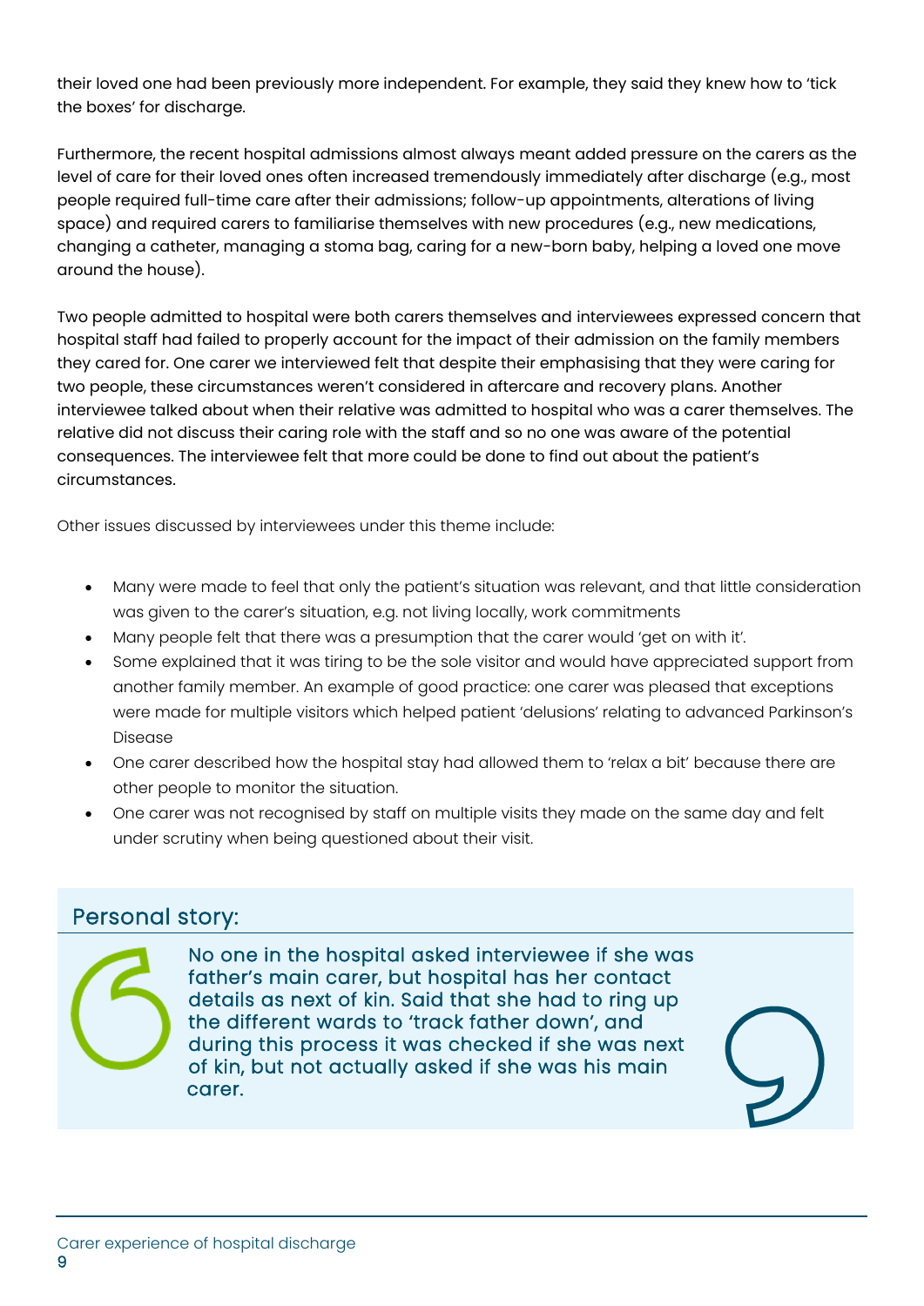their loved one had been previously more independent. For example, they said they knew how to 'tick the boxes' for discharge.

Furthermore, the recent hospital admissions almost always meant added pressure on the carers as the level of care for their loved ones often increased tremendously immediately after discharge (e.g., most people required full-time care after their admissions; follow-up appointments, alterations of living space) and required carers to familiarise themselves with new procedures (e.g., new medications, changing a catheter, managing a stoma bag, caring for a new-born baby, helping a loved one move around the house).

Two people admitted to hospital were both carers themselves and interviewees expressed concern that hospital staff had failed to properly account for the impact of their admission on the family members they cared for. One carer we interviewed felt that despite their emphasising that they were caring for two people, these circumstances weren't considered in aftercare and recovery plans. Another interviewee talked about when their relative was admitted to hospital who was a carer themselves. The relative did not discuss their caring role with the staff and so no one was aware of the potential consequences. The interviewee felt that more could be done to find out about the patient's circumstances.

Other issues discussed by interviewees under this theme include:

- Many were made to feel that only the patient's situation was relevant, and that little consideration was given to the carer's situation, e.g. not living locally, work commitments
- Many people felt that there was a presumption that the carer would 'get on with it'.
- Some explained that it was tiring to be the sole visitor and would have appreciated support from another family member. An example of good practice: one carer was pleased that exceptions were made for multiple visitors which helped patient 'delusions' relating to advanced Parkinson's Disease
- One carer described how the hospital stay had allowed them to 'relax a bit' because there are other people to monitor the situation.
- One carer was not recognised by staff on multiple visits they made on the same day and felt under scrutiny when being questioned about their visit.

## Personal story:

> No one in the hospital asked interviewee if she was father's main carer, but hospital has her contact details as next of kin. Said that she had to ring up the different wards to 'track father down', and during this process it was checked if she was next of kin, but not actually asked if she was his main carer.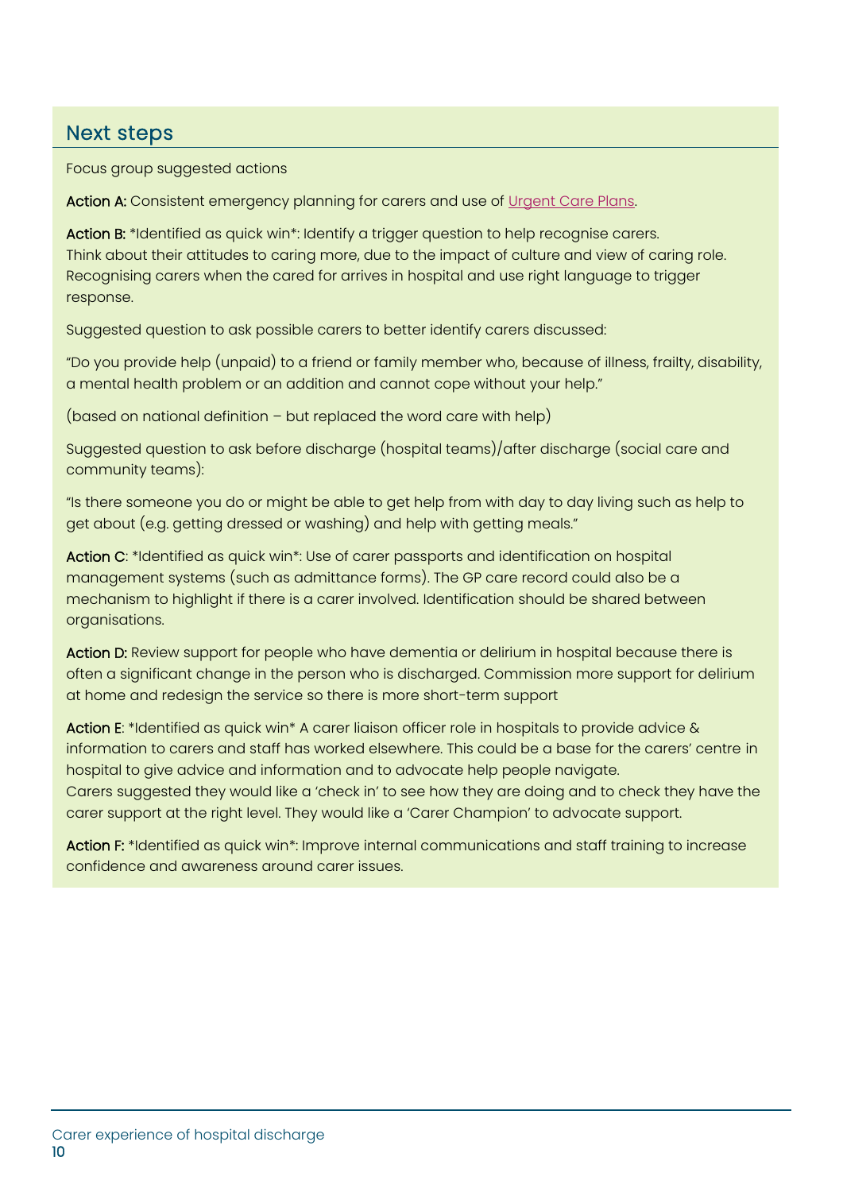## Next steps

Focus group suggested actions

**Action A:** Consistent emergency planning for carers and use of Urgent Care Plans.

**Action B:** *Identified as quick win*: Identify a trigger question to help recognise carers. Think about their attitudes to caring more, due to the impact of culture and view of caring role. Recognising carers when the cared for arrives in hospital and use right language to trigger response.

Suggested question to ask possible carers to better identify carers discussed:

"Do you provide help (unpaid) to a friend or family member who, because of illness, frailty, disability, a mental health problem or an addition and cannot cope without your help."

(based on national definition – but replaced the word care with help)

Suggested question to ask before discharge (hospital teams)/after discharge (social care and community teams):

"Is there someone you do or might be able to get help from with day to day living such as help to get about (e.g. getting dressed or washing) and help with getting meals."

**Action C**: *Identified as quick win*: Use of carer passports and identification on hospital management systems (such as admittance forms). The GP care record could also be a mechanism to highlight if there is a carer involved. Identification should be shared between organisations.

**Action D:** Review support for people who have dementia or delirium in hospital because there is often a significant change in the person who is discharged. Commission more support for delirium at home and redesign the service so there is more short-term support

**Action E**: *Identified as quick win* A carer liaison officer role in hospitals to provide advice & information to carers and staff has worked elsewhere. This could be a base for the carers' centre in hospital to give advice and information and to advocate help people navigate.
Carers suggested they would like a 'check in' to see how they are doing and to check they have the carer support at the right level. They would like a 'Carer Champion' to advocate support.

**Action F:** *Identified as quick win*: Improve internal communications and staff training to increase confidence and awareness around carer issues.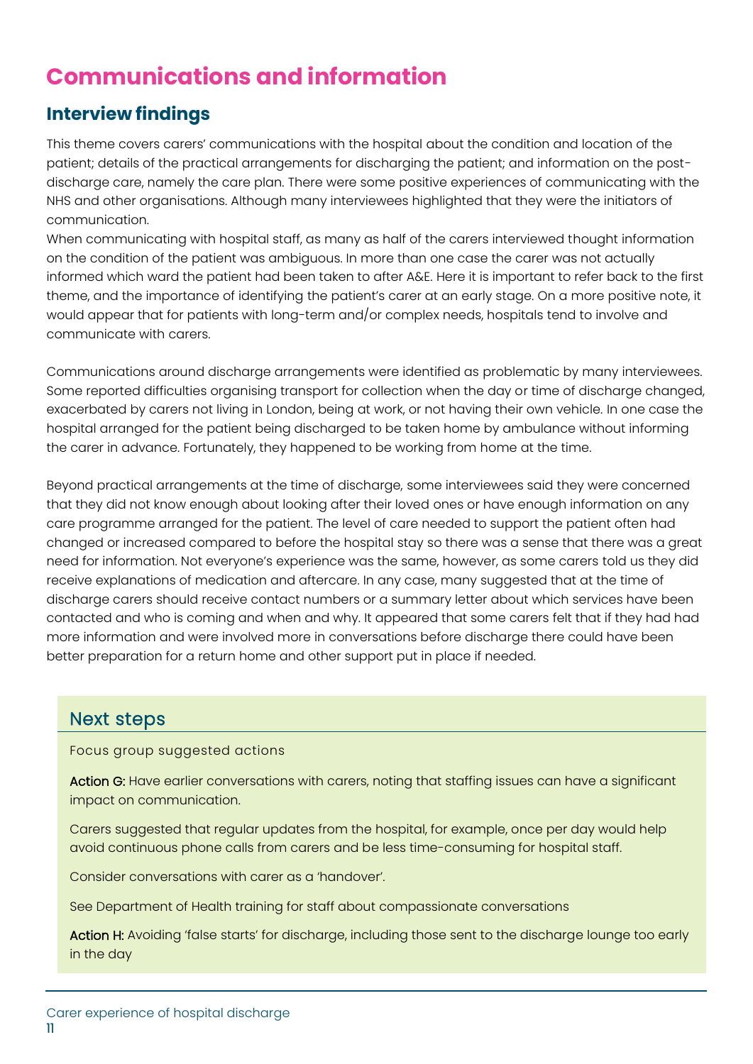# Communications and information

## Interview findings

This theme covers carers' communications with the hospital about the condition and location of the patient; details of the practical arrangements for discharging the patient; and information on the post-discharge care, namely the care plan. There were some positive experiences of communicating with the NHS and other organisations. Although many interviewees highlighted that they were the initiators of communication.
When communicating with hospital staff, as many as half of the carers interviewed thought information on the condition of the patient was ambiguous. In more than one case the carer was not actually informed which ward the patient had been taken to after A&E. Here it is important to refer back to the first theme, and the importance of identifying the patient's carer at an early stage. On a more positive note, it would appear that for patients with long-term and/or complex needs, hospitals tend to involve and communicate with carers.

Communications around discharge arrangements were identified as problematic by many interviewees. Some reported difficulties organising transport for collection when the day or time of discharge changed, exacerbated by carers not living in London, being at work, or not having their own vehicle. In one case the hospital arranged for the patient being discharged to be taken home by ambulance without informing the carer in advance. Fortunately, they happened to be working from home at the time.

Beyond practical arrangements at the time of discharge, some interviewees said they were concerned that they did not know enough about looking after their loved ones or have enough information on any care programme arranged for the patient. The level of care needed to support the patient often had changed or increased compared to before the hospital stay so there was a sense that there was a great need for information. Not everyone's experience was the same, however, as some carers told us they did receive explanations of medication and aftercare. In any case, many suggested that at the time of discharge carers should receive contact numbers or a summary letter about which services have been contacted and who is coming and when and why. It appeared that some carers felt that if they had had more information and were involved more in conversations before discharge there could have been better preparation for a return home and other support put in place if needed.

## Next steps

Focus group suggested actions

**Action G:** Have earlier conversations with carers, noting that staffing issues can have a significant impact on communication.

Carers suggested that regular updates from the hospital, for example, once per day would help avoid continuous phone calls from carers and be less time-consuming for hospital staff.

Consider conversations with carer as a 'handover'.

See Department of Health training for staff about compassionate conversations

**Action H:** Avoiding 'false starts' for discharge, including those sent to the discharge lounge too early in the day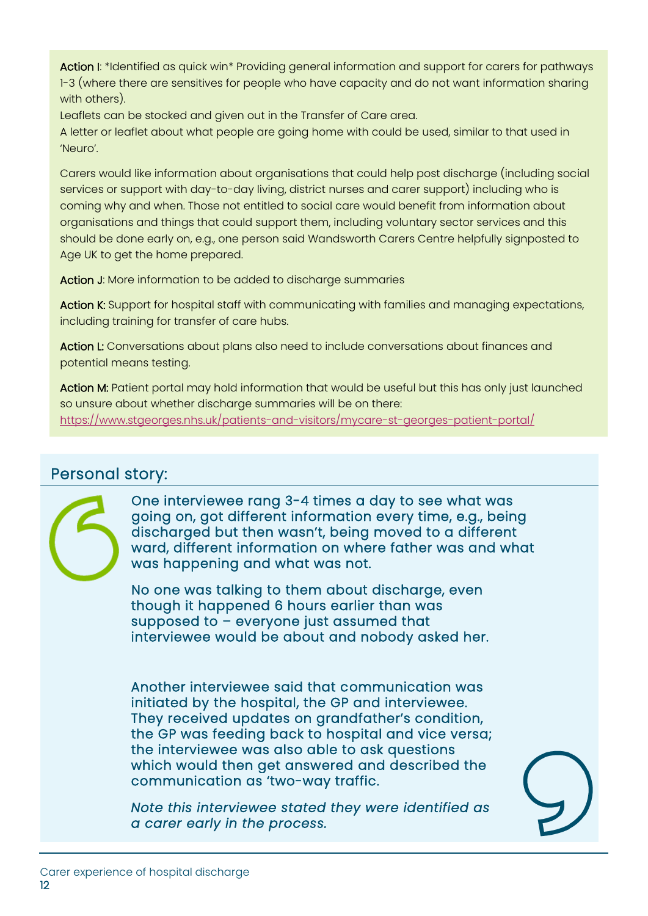**Action I**: *Identified as quick win* Providing general information and support for carers for pathways 1-3 (where there are sensitives for people who have capacity and do not want information sharing with others).

Leaflets can be stocked and given out in the Transfer of Care area.

A letter or leaflet about what people are going home with could be used, similar to that used in 'Neuro'.

Carers would like information about organisations that could help post discharge (including social services or support with day-to-day living, district nurses and carer support) including who is coming why and when. Those not entitled to social care would benefit from information about organisations and things that could support them, including voluntary sector services and this should be done early on, e.g., one person said Wandsworth Carers Centre helpfully signposted to Age UK to get the home prepared.

**Action J**: More information to be added to discharge summaries

**Action K:** Support for hospital staff with communicating with families and managing expectations, including training for transfer of care hubs.

**Action L:** Conversations about plans also need to include conversations about finances and potential means testing.

**Action M:** Patient portal may hold information that would be useful but this has only just launched so unsure about whether discharge summaries will be on there: https://www.stgeorges.nhs.uk/patients-and-visitors/mycare-st-georges-patient-portal/

## Personal story:

One interviewee rang 3-4 times a day to see what was going on, got different information every time, e.g., being discharged but then wasn't, being moved to a different ward, different information on where father was and what was happening and what was not.

No one was talking to them about discharge, even though it happened 6 hours earlier than was supposed to – everyone just assumed that interviewee would be about and nobody asked her.

Another interviewee said that communication was initiated by the hospital, the GP and interviewee. They received updates on grandfather's condition, the GP was feeding back to hospital and vice versa; the interviewee was also able to ask questions which would then get answered and described the communication as 'two-way traffic.

*Note this interviewee stated they were identified as a carer early in the process.*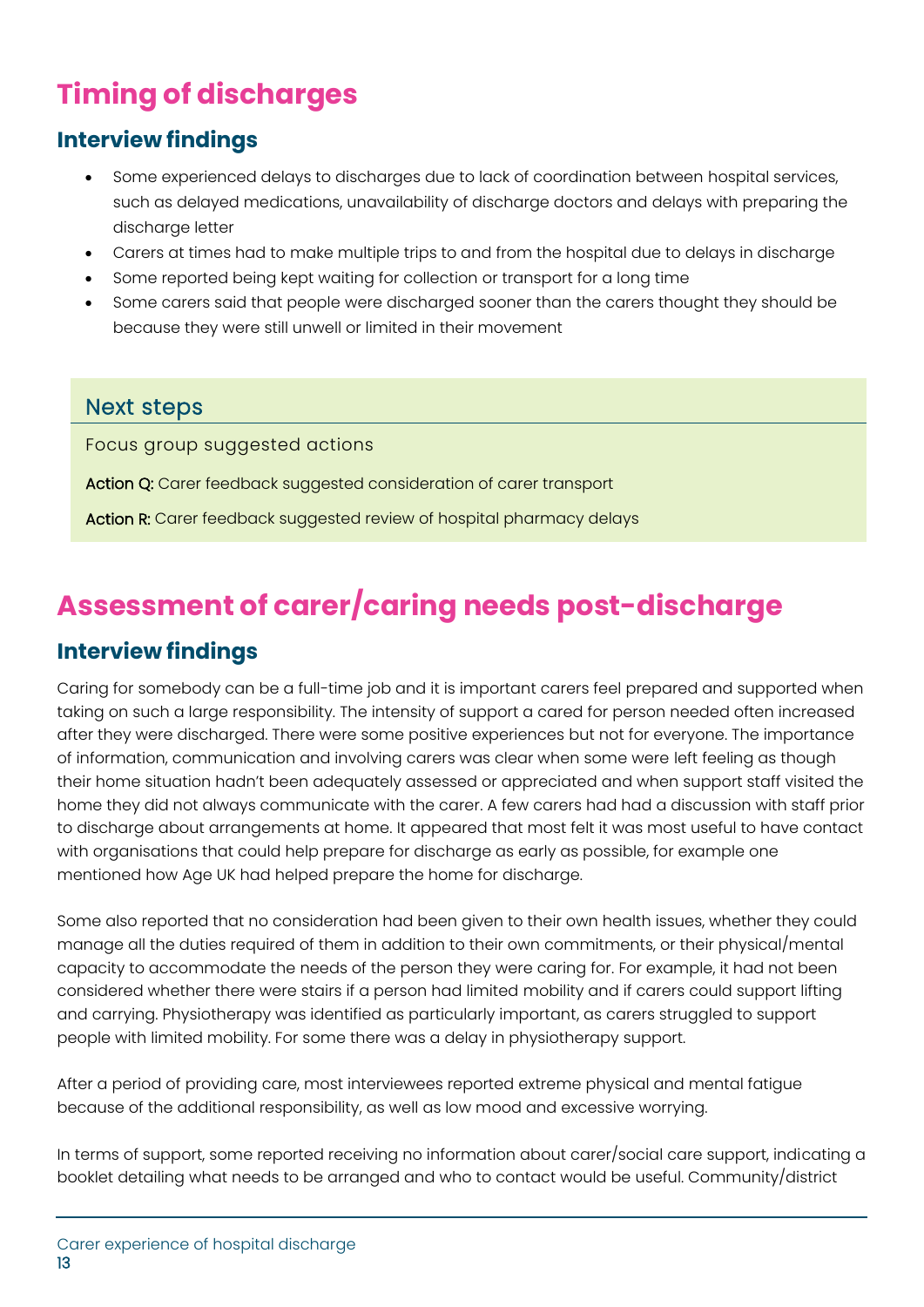# Timing of discharges

## Interview findings

- Some experienced delays to discharges due to lack of coordination between hospital services, such as delayed medications, unavailability of discharge doctors and delays with preparing the discharge letter
- Carers at times had to make multiple trips to and from the hospital due to delays in discharge
- Some reported being kept waiting for collection or transport for a long time
- Some carers said that people were discharged sooner than the carers thought they should be because they were still unwell or limited in their movement

### Next steps

Focus group suggested actions

**Action Q:** Carer feedback suggested consideration of carer transport

**Action R:** Carer feedback suggested review of hospital pharmacy delays

# Assessment of carer/caring needs post-discharge

## Interview findings

Caring for somebody can be a full-time job and it is important carers feel prepared and supported when taking on such a large responsibility. The intensity of support a cared for person needed often increased after they were discharged. There were some positive experiences but not for everyone. The importance of information, communication and involving carers was clear when some were left feeling as though their home situation hadn't been adequately assessed or appreciated and when support staff visited the home they did not always communicate with the carer. A few carers had had a discussion with staff prior to discharge about arrangements at home. It appeared that most felt it was most useful to have contact with organisations that could help prepare for discharge as early as possible, for example one mentioned how Age UK had helped prepare the home for discharge.

Some also reported that no consideration had been given to their own health issues, whether they could manage all the duties required of them in addition to their own commitments, or their physical/mental capacity to accommodate the needs of the person they were caring for. For example, it had not been considered whether there were stairs if a person had limited mobility and if carers could support lifting and carrying. Physiotherapy was identified as particularly important, as carers struggled to support people with limited mobility. For some there was a delay in physiotherapy support.

After a period of providing care, most interviewees reported extreme physical and mental fatigue because of the additional responsibility, as well as low mood and excessive worrying.

In terms of support, some reported receiving no information about carer/social care support, indicating a booklet detailing what needs to be arranged and who to contact would be useful. Community/district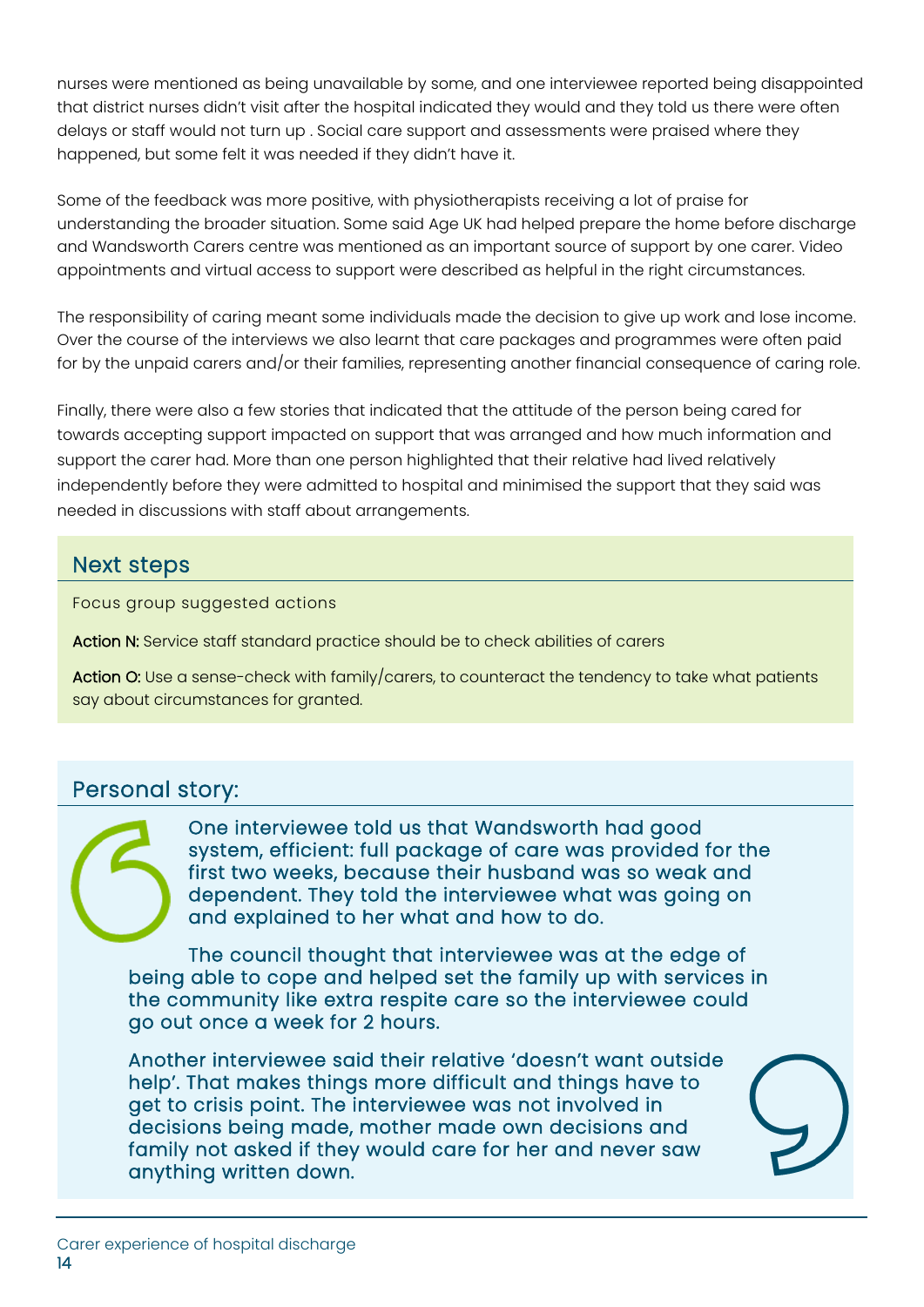nurses were mentioned as being unavailable by some, and one interviewee reported being disappointed that district nurses didn't visit after the hospital indicated they would and they told us there were often delays or staff would not turn up . Social care support and assessments were praised where they happened, but some felt it was needed if they didn't have it.

Some of the feedback was more positive, with physiotherapists receiving a lot of praise for understanding the broader situation. Some said Age UK had helped prepare the home before discharge and Wandsworth Carers centre was mentioned as an important source of support by one carer. Video appointments and virtual access to support were described as helpful in the right circumstances.

The responsibility of caring meant some individuals made the decision to give up work and lose income. Over the course of the interviews we also learnt that care packages and programmes were often paid for by the unpaid carers and/or their families, representing another financial consequence of caring role.

Finally, there were also a few stories that indicated that the attitude of the person being cared for towards accepting support impacted on support that was arranged and how much information and support the carer had. More than one person highlighted that their relative had lived relatively independently before they were admitted to hospital and minimised the support that they said was needed in discussions with staff about arrangements.

## Next steps

Focus group suggested actions

**Action N:** Service staff standard practice should be to check abilities of carers

**Action O:** Use a sense-check with family/carers, to counteract the tendency to take what patients say about circumstances for granted.

## Personal story:

One interviewee told us that Wandsworth had good system, efficient: full package of care was provided for the first two weeks, because their husband was so weak and dependent. They told the interviewee what was going on and explained to her what and how to do.

The council thought that interviewee was at the edge of being able to cope and helped set the family up with services in the community like extra respite care so the interviewee could go out once a week for 2 hours.

Another interviewee said their relative 'doesn't want outside help'. That makes things more difficult and things have to get to crisis point. The interviewee was not involved in decisions being made, mother made own decisions and family not asked if they would care for her and never saw anything written down.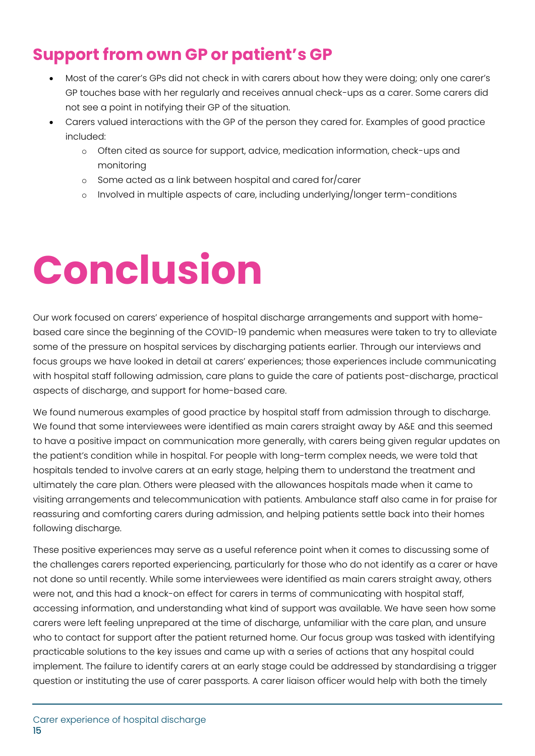## Support from own GP or patient's GP

- Most of the carer's GPs did not check in with carers about how they were doing; only one carer's GP touches base with her regularly and receives annual check-ups as a carer. Some carers did not see a point in notifying their GP of the situation.
- Carers valued interactions with the GP of the person they cared for. Examples of good practice included:
  - Often cited as source for support, advice, medication information, check-ups and monitoring
  - Some acted as a link between hospital and cared for/carer
  - Involved in multiple aspects of care, including underlying/longer term-conditions

# Conclusion

Our work focused on carers' experience of hospital discharge arrangements and support with home-based care since the beginning of the COVID-19 pandemic when measures were taken to try to alleviate some of the pressure on hospital services by discharging patients earlier. Through our interviews and focus groups we have looked in detail at carers' experiences; those experiences include communicating with hospital staff following admission, care plans to guide the care of patients post-discharge, practical aspects of discharge, and support for home-based care.

We found numerous examples of good practice by hospital staff from admission through to discharge. We found that some interviewees were identified as main carers straight away by A&E and this seemed to have a positive impact on communication more generally, with carers being given regular updates on the patient's condition while in hospital. For people with long-term complex needs, we were told that hospitals tended to involve carers at an early stage, helping them to understand the treatment and ultimately the care plan. Others were pleased with the allowances hospitals made when it came to visiting arrangements and telecommunication with patients. Ambulance staff also came in for praise for reassuring and comforting carers during admission, and helping patients settle back into their homes following discharge.

These positive experiences may serve as a useful reference point when it comes to discussing some of the challenges carers reported experiencing, particularly for those who do not identify as a carer or have not done so until recently. While some interviewees were identified as main carers straight away, others were not, and this had a knock-on effect for carers in terms of communicating with hospital staff, accessing information, and understanding what kind of support was available. We have seen how some carers were left feeling unprepared at the time of discharge, unfamiliar with the care plan, and unsure who to contact for support after the patient returned home. Our focus group was tasked with identifying practicable solutions to the key issues and came up with a series of actions that any hospital could implement. The failure to identify carers at an early stage could be addressed by standardising a trigger question or instituting the use of carer passports. A carer liaison officer would help with both the timely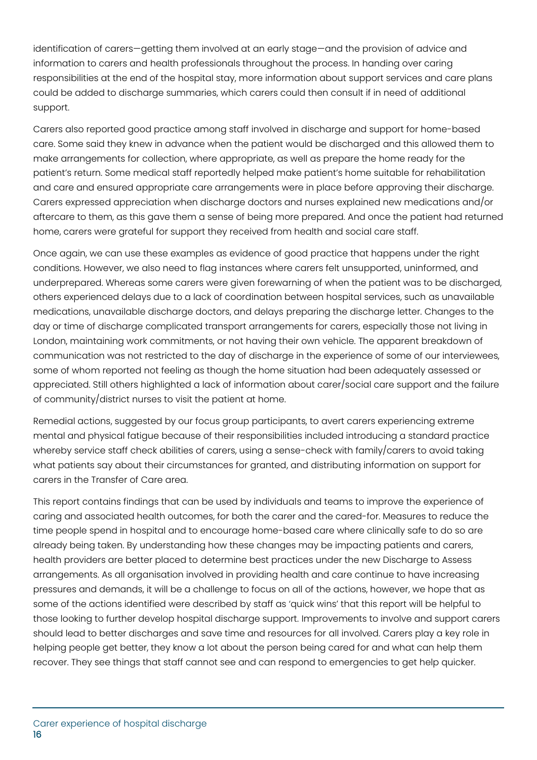identification of carers—getting them involved at an early stage—and the provision of advice and information to carers and health professionals throughout the process. In handing over caring responsibilities at the end of the hospital stay, more information about support services and care plans could be added to discharge summaries, which carers could then consult if in need of additional support.

Carers also reported good practice among staff involved in discharge and support for home-based care. Some said they knew in advance when the patient would be discharged and this allowed them to make arrangements for collection, where appropriate, as well as prepare the home ready for the patient's return. Some medical staff reportedly helped make patient's home suitable for rehabilitation and care and ensured appropriate care arrangements were in place before approving their discharge. Carers expressed appreciation when discharge doctors and nurses explained new medications and/or aftercare to them, as this gave them a sense of being more prepared. And once the patient had returned home, carers were grateful for support they received from health and social care staff.

Once again, we can use these examples as evidence of good practice that happens under the right conditions. However, we also need to flag instances where carers felt unsupported, uninformed, and underprepared. Whereas some carers were given forewarning of when the patient was to be discharged, others experienced delays due to a lack of coordination between hospital services, such as unavailable medications, unavailable discharge doctors, and delays preparing the discharge letter. Changes to the day or time of discharge complicated transport arrangements for carers, especially those not living in London, maintaining work commitments, or not having their own vehicle. The apparent breakdown of communication was not restricted to the day of discharge in the experience of some of our interviewees, some of whom reported not feeling as though the home situation had been adequately assessed or appreciated. Still others highlighted a lack of information about carer/social care support and the failure of community/district nurses to visit the patient at home.

Remedial actions, suggested by our focus group participants, to avert carers experiencing extreme mental and physical fatigue because of their responsibilities included introducing a standard practice whereby service staff check abilities of carers, using a sense-check with family/carers to avoid taking what patients say about their circumstances for granted, and distributing information on support for carers in the Transfer of Care area.

This report contains findings that can be used by individuals and teams to improve the experience of caring and associated health outcomes, for both the carer and the cared-for. Measures to reduce the time people spend in hospital and to encourage home-based care where clinically safe to do so are already being taken. By understanding how these changes may be impacting patients and carers, health providers are better placed to determine best practices under the new Discharge to Assess arrangements. As all organisation involved in providing health and care continue to have increasing pressures and demands, it will be a challenge to focus on all of the actions, however, we hope that as some of the actions identified were described by staff as 'quick wins' that this report will be helpful to those looking to further develop hospital discharge support. Improvements to involve and support carers should lead to better discharges and save time and resources for all involved. Carers play a key role in helping people get better, they know a lot about the person being cared for and what can help them recover. They see things that staff cannot see and can respond to emergencies to get help quicker.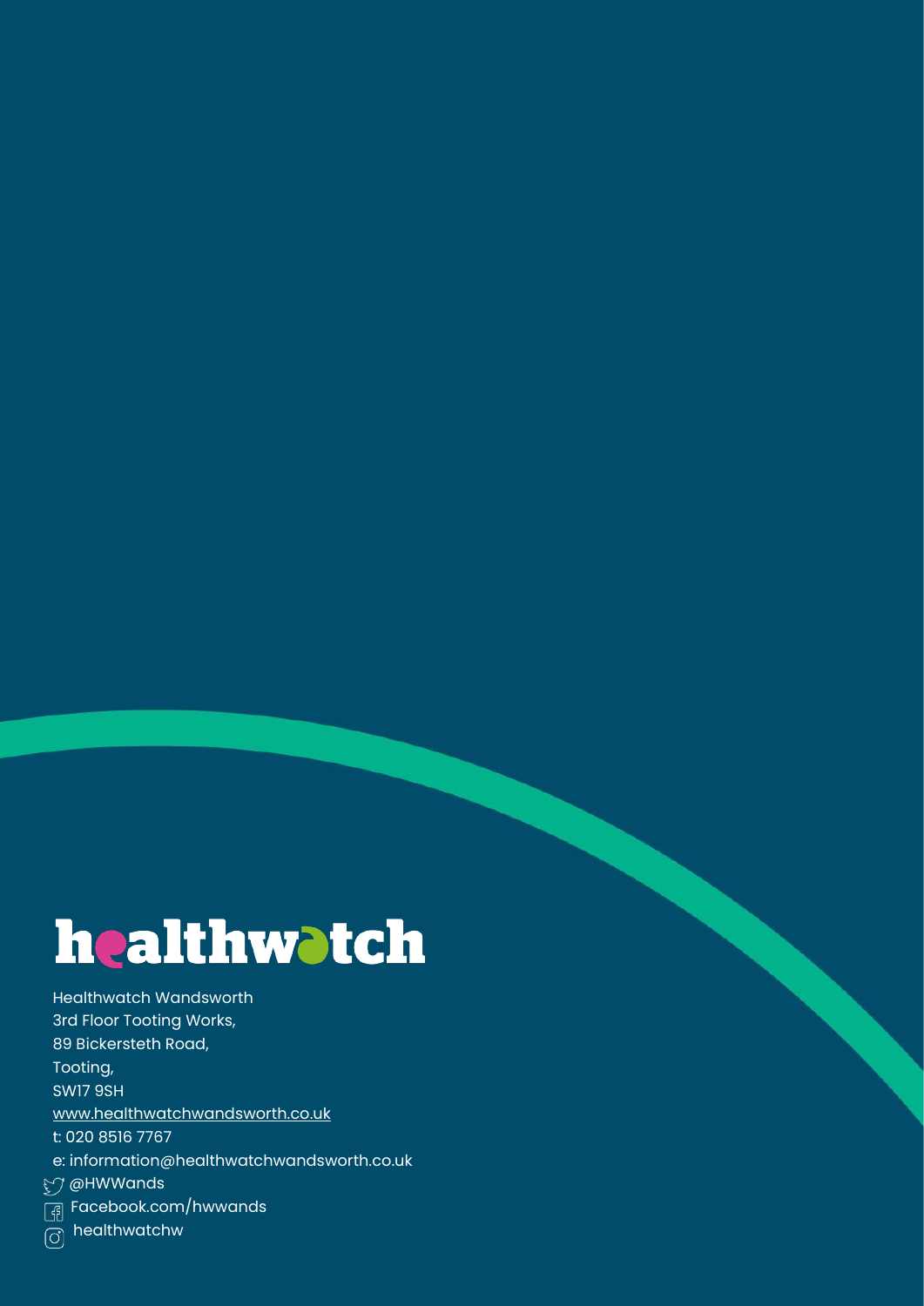healthwatch

Healthwatch Wandsworth
3rd Floor Tooting Works,
89 Bickersteth Road,
Tooting,
SW17 9SH
www.healthwatchwandsworth.co.uk
t: 020 8516 7767
e: information@healthwatchwandsworth.co.uk
@HWWands
Facebook.com/hwwands
healthwatchw